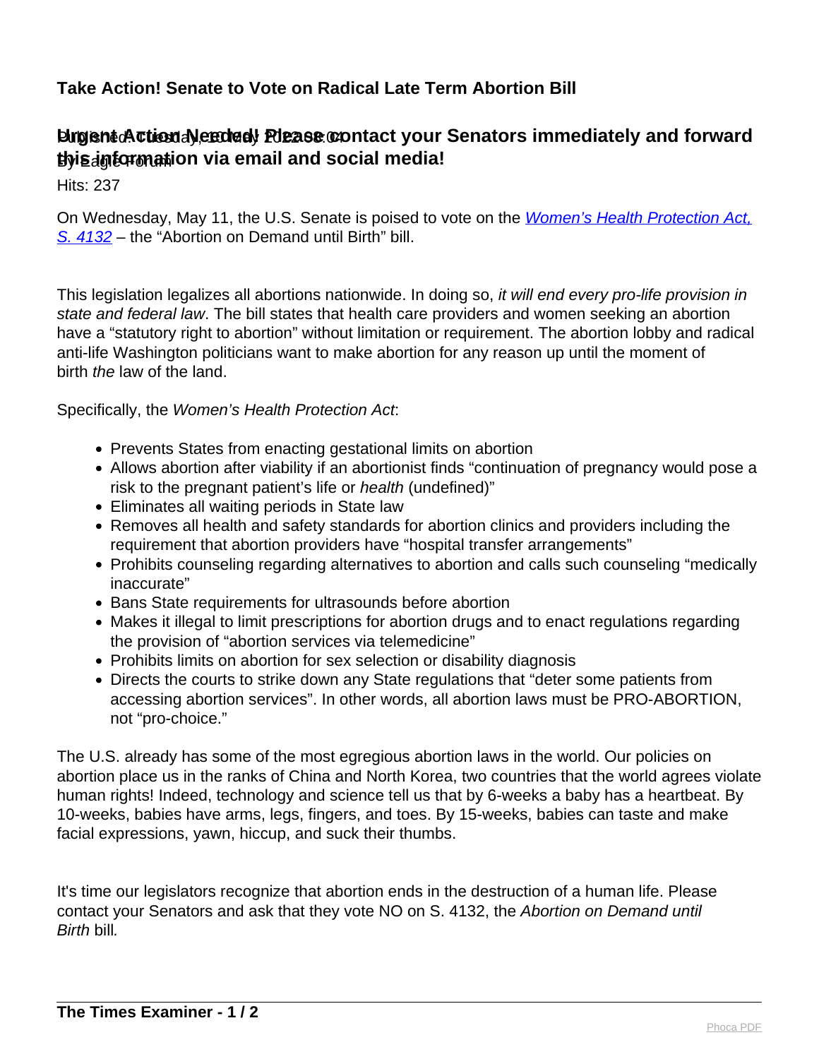# Take Action! Senate to Vote on Radical Late Term Abortion Bill

## Urgent Action Needed! Please contact your Senators immediately and forward this information via email and social media!

Published: Tuesday, 10 May 2022 08:04
By Eagle Forum

Hits: 237

On Wednesday, May 11, the U.S. Senate is poised to vote on the *Women's Health Protection Act, S. 4132* – the "Abortion on Demand until Birth" bill.

This legislation legalizes all abortions nationwide. In doing so, *it will end every pro-life provision in state and federal law*. The bill states that health care providers and women seeking an abortion have a "statutory right to abortion" without limitation or requirement. The abortion lobby and radical anti-life Washington politicians want to make abortion for any reason up until the moment of birth *the* law of the land.

Specifically, the *Women's Health Protection Act*:

- Prevents States from enacting gestational limits on abortion
- Allows abortion after viability if an abortionist finds "continuation of pregnancy would pose a risk to the pregnant patient's life or *health* (undefined)"
- Eliminates all waiting periods in State law
- Removes all health and safety standards for abortion clinics and providers including the requirement that abortion providers have "hospital transfer arrangements"
- Prohibits counseling regarding alternatives to abortion and calls such counseling "medically inaccurate"
- Bans State requirements for ultrasounds before abortion
- Makes it illegal to limit prescriptions for abortion drugs and to enact regulations regarding the provision of "abortion services via telemedicine"
- Prohibits limits on abortion for sex selection or disability diagnosis
- Directs the courts to strike down any State regulations that "deter some patients from accessing abortion services". In other words, all abortion laws must be PRO-ABORTION, not "pro-choice."

The U.S. already has some of the most egregious abortion laws in the world. Our policies on abortion place us in the ranks of China and North Korea, two countries that the world agrees violate human rights! Indeed, technology and science tell us that by 6-weeks a baby has a heartbeat. By 10-weeks, babies have arms, legs, fingers, and toes. By 15-weeks, babies can taste and make facial expressions, yawn, hiccup, and suck their thumbs.

It's time our legislators recognize that abortion ends in the destruction of a human life. Please contact your Senators and ask that they vote NO on S. 4132, the *Abortion on Demand until Birth* bill.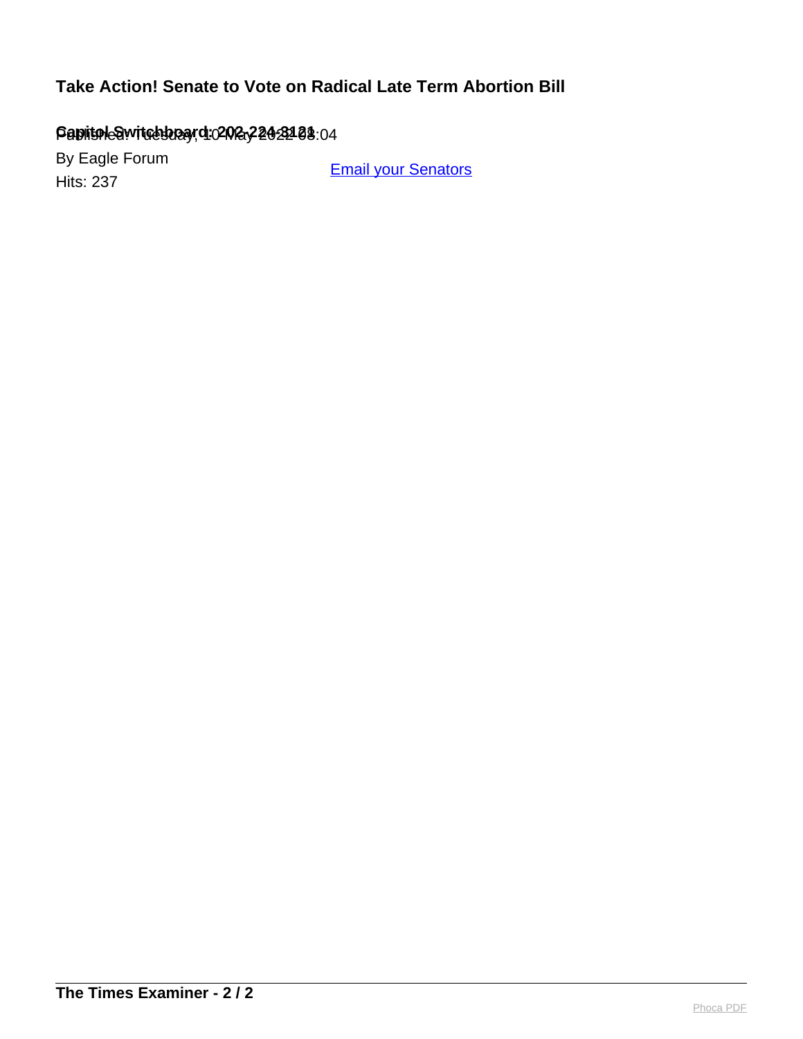**Capitol Switchboard: 202-224-3121**

Email your Senators